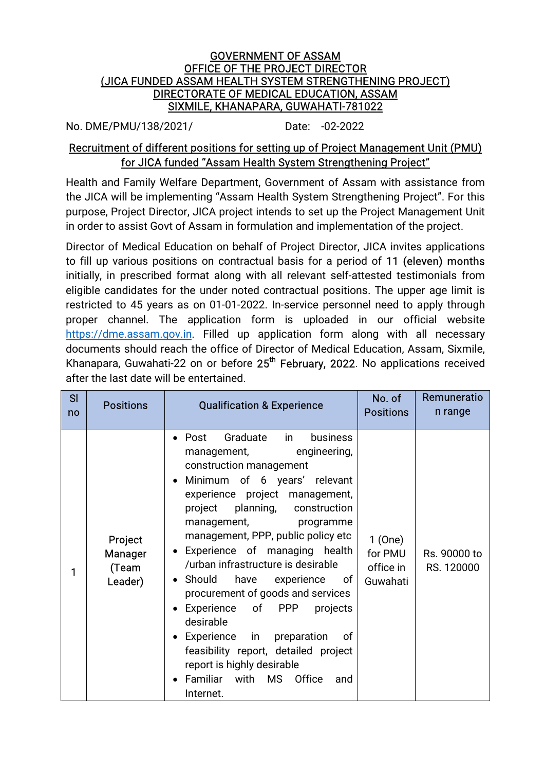GOVERNMENT OF ASSAM
OFFICE OF THE PROJECT DIRECTOR
(JICA FUNDED ASSAM HEALTH SYSTEM STRENGTHENING PROJECT)
DIRECTORATE OF MEDICAL EDUCATION, ASSAM
SIXMILE, KHANAPARA, GUWAHATI-781022

No. DME/PMU/138/2021/ Date: -02-2022

## Recruitment of different positions for setting up of Project Management Unit (PMU) for JICA funded "Assam Health System Strengthening Project"

Health and Family Welfare Department, Government of Assam with assistance from the JICA will be implementing "Assam Health System Strengthening Project". For this purpose, Project Director, JICA project intends to set up the Project Management Unit in order to assist Govt of Assam in formulation and implementation of the project.

Director of Medical Education on behalf of Project Director, JICA invites applications to fill up various positions on contractual basis for a period of 11 (eleven) months initially, in prescribed format along with all relevant self-attested testimonials from eligible candidates for the under noted contractual positions. The upper age limit is restricted to 45 years as on 01-01-2022. In-service personnel need to apply through proper channel. The application form is uploaded in our official website https://dme.assam.gov.in. Filled up application form along with all necessary documents should reach the office of Director of Medical Education, Assam, Sixmile, Khanapara, Guwahati-22 on or before 25th February, 2022. No applications received after the last date will be entertained.

| Sl no | Positions | Qualification & Experience | No. of Positions | Remuneration range |
|---|---|---|---|---|
| 1 | Project Manager (Team Leader) | • Post Graduate in business management, engineering, construction management<br>• Minimum of 6 years' relevant experience project management, project planning, construction management, programme management, PPP, public policy etc<br>• Experience of managing health /urban infrastructure is desirable<br>• Should have experience of procurement of goods and services<br>• Experience of PPP projects desirable<br>• Experience in preparation of feasibility report, detailed project report is highly desirable<br>• Familiar with MS Office and Internet. | 1 (One) for PMU office in Guwahati | Rs. 90000 to RS. 120000 |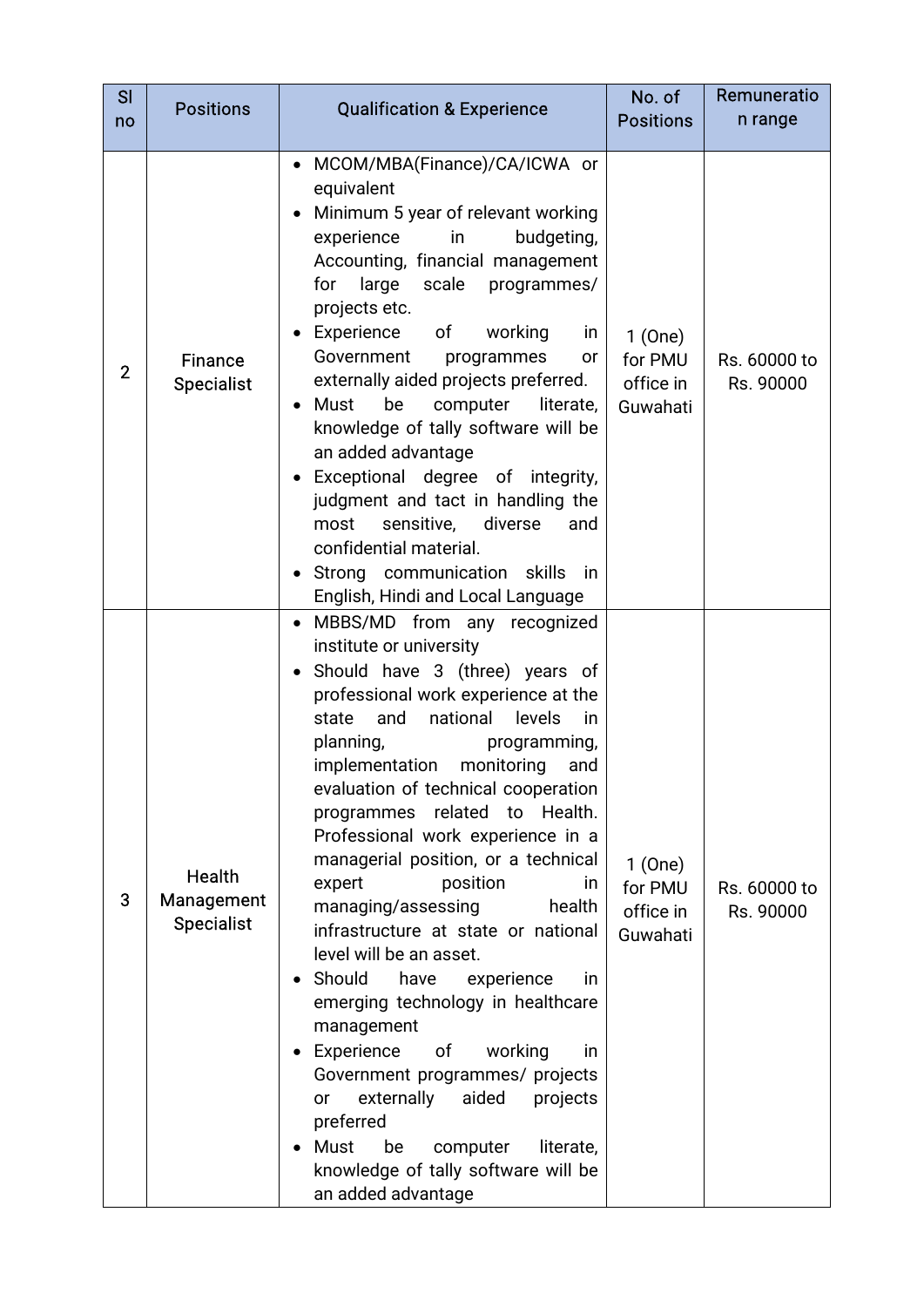| Sl no | Positions | Qualification & Experience | No. of Positions | Remuneration range |
|---|---|---|---|---|
| 2 | Finance Specialist | • MCOM/MBA(Finance)/CA/ICWA or equivalent<br>• Minimum 5 year of relevant working experience in budgeting, Accounting, financial management for large scale programmes/ projects etc.<br>• Experience of working in Government programmes or externally aided projects preferred.<br>• Must be computer literate, knowledge of tally software will be an added advantage<br>• Exceptional degree of integrity, judgment and tact in handling the most sensitive, diverse and confidential material.<br>• Strong communication skills in English, Hindi and Local Language | 1 (One) for PMU office in Guwahati | Rs. 60000 to Rs. 90000 |
| 3 | Health Management Specialist | • MBBS/MD from any recognized institute or university<br>• Should have 3 (three) years of professional work experience at the state and national levels in planning, programming, implementation monitoring and evaluation of technical cooperation programmes related to Health. Professional work experience in a managerial position, or a technical expert position in managing/assessing health infrastructure at state or national level will be an asset.<br>• Should have experience in emerging technology in healthcare management<br>• Experience of working in Government programmes/ projects or externally aided projects preferred<br>• Must be computer literate, knowledge of tally software will be an added advantage | 1 (One) for PMU office in Guwahati | Rs. 60000 to Rs. 90000 |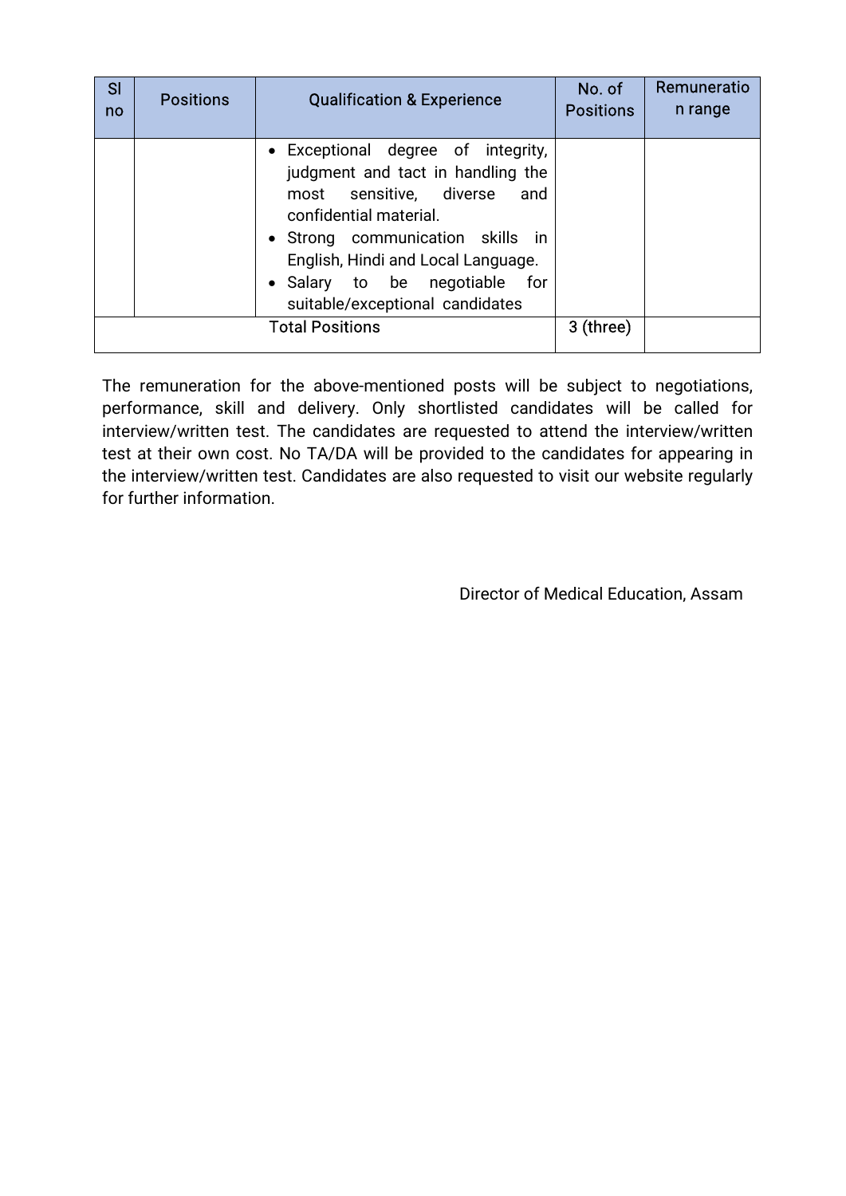| Sl no | Positions | Qualification & Experience | No. of Positions | Remuneration range |
|---|---|---|---|---|
| | | • Exceptional degree of integrity, judgment and tact in handling the most sensitive, diverse and confidential material.<br>• Strong communication skills in English, Hindi and Local Language.<br>• Salary to be negotiable for suitable/exceptional candidates | | |
| Total Positions | | | 3 (three) | |

The remuneration for the above-mentioned posts will be subject to negotiations, performance, skill and delivery. Only shortlisted candidates will be called for interview/written test. The candidates are requested to attend the interview/written test at their own cost. No TA/DA will be provided to the candidates for appearing in the interview/written test. Candidates are also requested to visit our website regularly for further information.

Director of Medical Education, Assam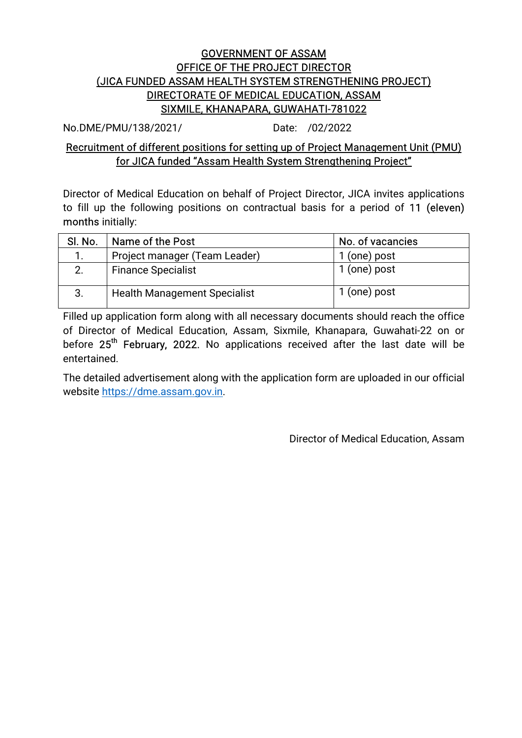# GOVERNMENT OF ASSAM
## OFFICE OF THE PROJECT DIRECTOR
## (JICA FUNDED ASSAM HEALTH SYSTEM STRENGTHENING PROJECT)
## DIRECTORATE OF MEDICAL EDUCATION, ASSAM
## SIXMILE, KHANAPARA, GUWAHATI-781022

No.DME/PMU/138/2021/ Date: /02/2022

**Recruitment of different positions for setting up of Project Management Unit (PMU) for JICA funded "Assam Health System Strengthening Project"**

Director of Medical Education on behalf of Project Director, JICA invites applications to fill up the following positions on contractual basis for a period of 11 (eleven) months initially:

| Sl. No. | Name of the Post | No. of vacancies |
|---|---|---|
| 1. | Project manager (Team Leader) | 1 (one) post |
| 2. | Finance Specialist | 1 (one) post |
| 3. | Health Management Specialist | 1 (one) post |

Filled up application form along with all necessary documents should reach the office of Director of Medical Education, Assam, Sixmile, Khanapara, Guwahati-22 on or before 25th February, 2022. No applications received after the last date will be entertained.

The detailed advertisement along with the application form are uploaded in our official website https://dme.assam.gov.in.

Director of Medical Education, Assam